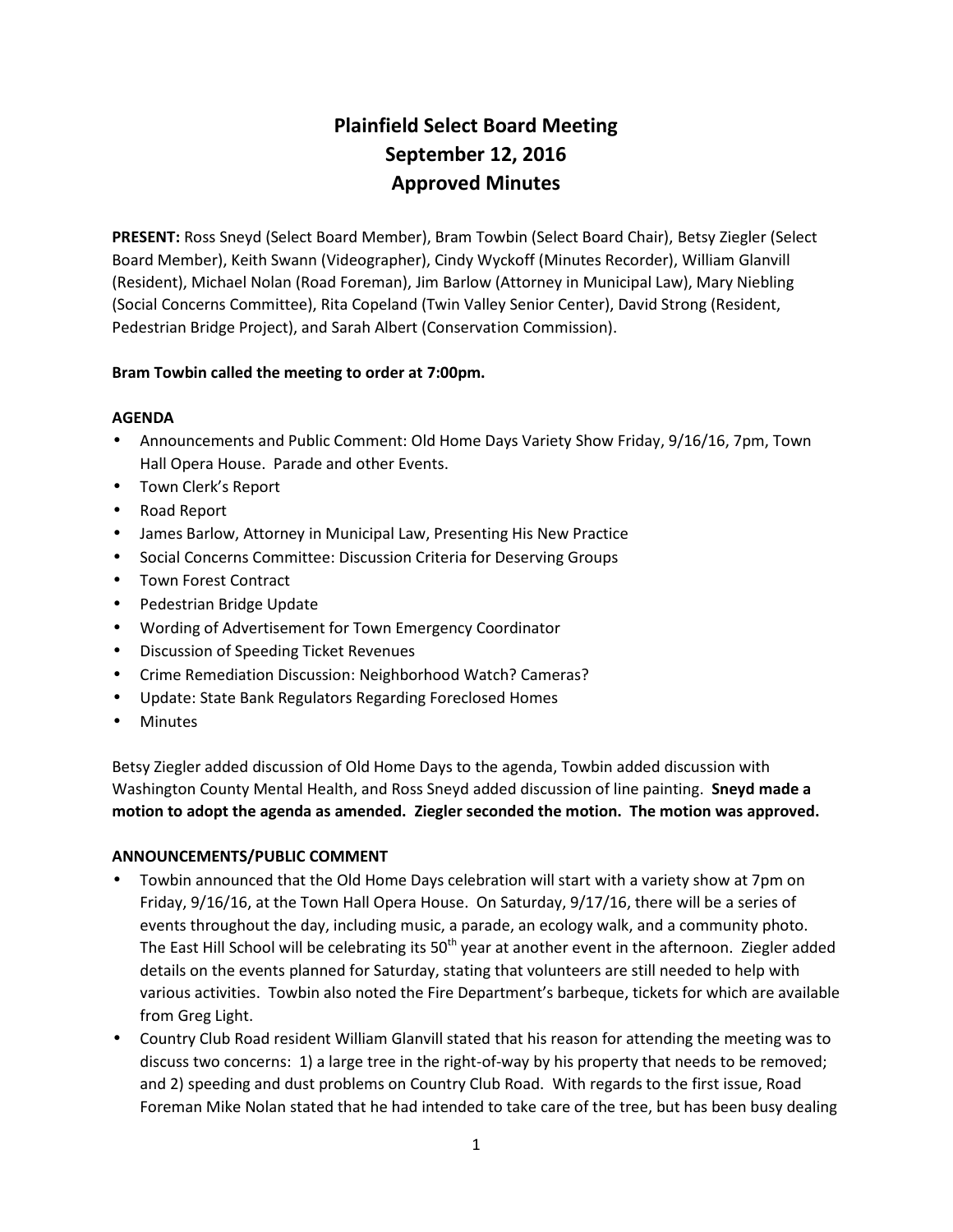# Plainfield Select Board Meeting
# September 12, 2016
# Approved Minutes

**PRESENT:** Ross Sneyd (Select Board Member), Bram Towbin (Select Board Chair), Betsy Ziegler (Select Board Member), Keith Swann (Videographer), Cindy Wyckoff (Minutes Recorder), William Glanvill (Resident), Michael Nolan (Road Foreman), Jim Barlow (Attorney in Municipal Law), Mary Niebling (Social Concerns Committee), Rita Copeland (Twin Valley Senior Center), David Strong (Resident, Pedestrian Bridge Project), and Sarah Albert (Conservation Commission).

**Bram Towbin called the meeting to order at 7:00pm.**

**AGENDA**

- Announcements and Public Comment: Old Home Days Variety Show Friday, 9/16/16, 7pm, Town Hall Opera House. Parade and other Events.
- Town Clerk's Report
- Road Report
- James Barlow, Attorney in Municipal Law, Presenting His New Practice
- Social Concerns Committee: Discussion Criteria for Deserving Groups
- Town Forest Contract
- Pedestrian Bridge Update
- Wording of Advertisement for Town Emergency Coordinator
- Discussion of Speeding Ticket Revenues
- Crime Remediation Discussion: Neighborhood Watch? Cameras?
- Update: State Bank Regulators Regarding Foreclosed Homes
- Minutes

Betsy Ziegler added discussion of Old Home Days to the agenda, Towbin added discussion with Washington County Mental Health, and Ross Sneyd added discussion of line painting. **Sneyd made a motion to adopt the agenda as amended. Ziegler seconded the motion. The motion was approved.**

**ANNOUNCEMENTS/PUBLIC COMMENT**

- Towbin announced that the Old Home Days celebration will start with a variety show at 7pm on Friday, 9/16/16, at the Town Hall Opera House. On Saturday, 9/17/16, there will be a series of events throughout the day, including music, a parade, an ecology walk, and a community photo. The East Hill School will be celebrating its 50th year at another event in the afternoon. Ziegler added details on the events planned for Saturday, stating that volunteers are still needed to help with various activities. Towbin also noted the Fire Department's barbeque, tickets for which are available from Greg Light.
- Country Club Road resident William Glanvill stated that his reason for attending the meeting was to discuss two concerns: 1) a large tree in the right-of-way by his property that needs to be removed; and 2) speeding and dust problems on Country Club Road. With regards to the first issue, Road Foreman Mike Nolan stated that he had intended to take care of the tree, but has been busy dealing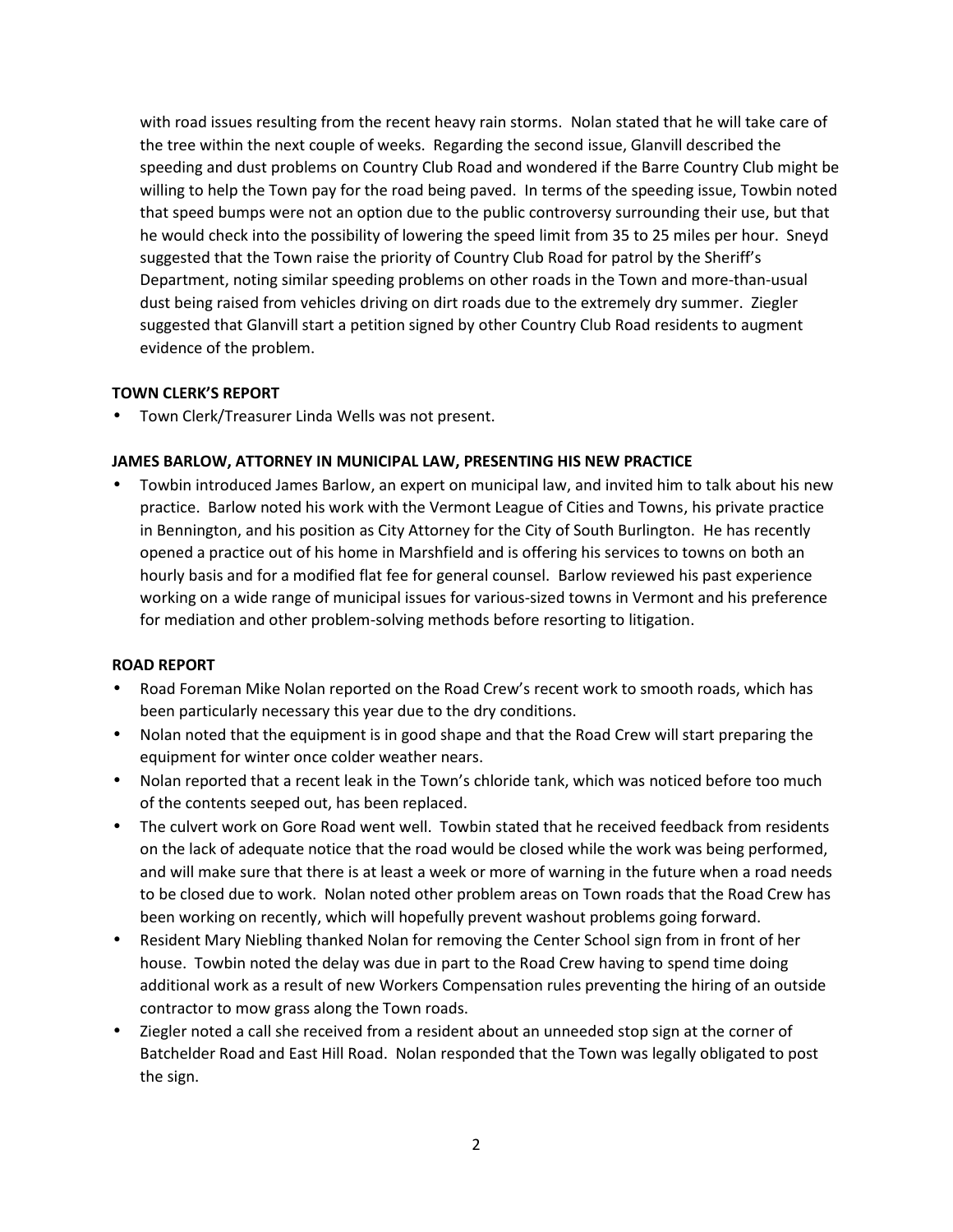with road issues resulting from the recent heavy rain storms. Nolan stated that he will take care of the tree within the next couple of weeks. Regarding the second issue, Glanvill described the speeding and dust problems on Country Club Road and wondered if the Barre Country Club might be willing to help the Town pay for the road being paved. In terms of the speeding issue, Towbin noted that speed bumps were not an option due to the public controversy surrounding their use, but that he would check into the possibility of lowering the speed limit from 35 to 25 miles per hour. Sneyd suggested that the Town raise the priority of Country Club Road for patrol by the Sheriff's Department, noting similar speeding problems on other roads in the Town and more-than-usual dust being raised from vehicles driving on dirt roads due to the extremely dry summer. Ziegler suggested that Glanvill start a petition signed by other Country Club Road residents to augment evidence of the problem.

**TOWN CLERK'S REPORT**

- Town Clerk/Treasurer Linda Wells was not present.

**JAMES BARLOW, ATTORNEY IN MUNICIPAL LAW, PRESENTING HIS NEW PRACTICE**

- Towbin introduced James Barlow, an expert on municipal law, and invited him to talk about his new practice. Barlow noted his work with the Vermont League of Cities and Towns, his private practice in Bennington, and his position as City Attorney for the City of South Burlington. He has recently opened a practice out of his home in Marshfield and is offering his services to towns on both an hourly basis and for a modified flat fee for general counsel. Barlow reviewed his past experience working on a wide range of municipal issues for various-sized towns in Vermont and his preference for mediation and other problem-solving methods before resorting to litigation.

**ROAD REPORT**

- Road Foreman Mike Nolan reported on the Road Crew's recent work to smooth roads, which has been particularly necessary this year due to the dry conditions.
- Nolan noted that the equipment is in good shape and that the Road Crew will start preparing the equipment for winter once colder weather nears.
- Nolan reported that a recent leak in the Town's chloride tank, which was noticed before too much of the contents seeped out, has been replaced.
- The culvert work on Gore Road went well. Towbin stated that he received feedback from residents on the lack of adequate notice that the road would be closed while the work was being performed, and will make sure that there is at least a week or more of warning in the future when a road needs to be closed due to work. Nolan noted other problem areas on Town roads that the Road Crew has been working on recently, which will hopefully prevent washout problems going forward.
- Resident Mary Niebling thanked Nolan for removing the Center School sign from in front of her house. Towbin noted the delay was due in part to the Road Crew having to spend time doing additional work as a result of new Workers Compensation rules preventing the hiring of an outside contractor to mow grass along the Town roads.
- Ziegler noted a call she received from a resident about an unneeded stop sign at the corner of Batchelder Road and East Hill Road. Nolan responded that the Town was legally obligated to post the sign.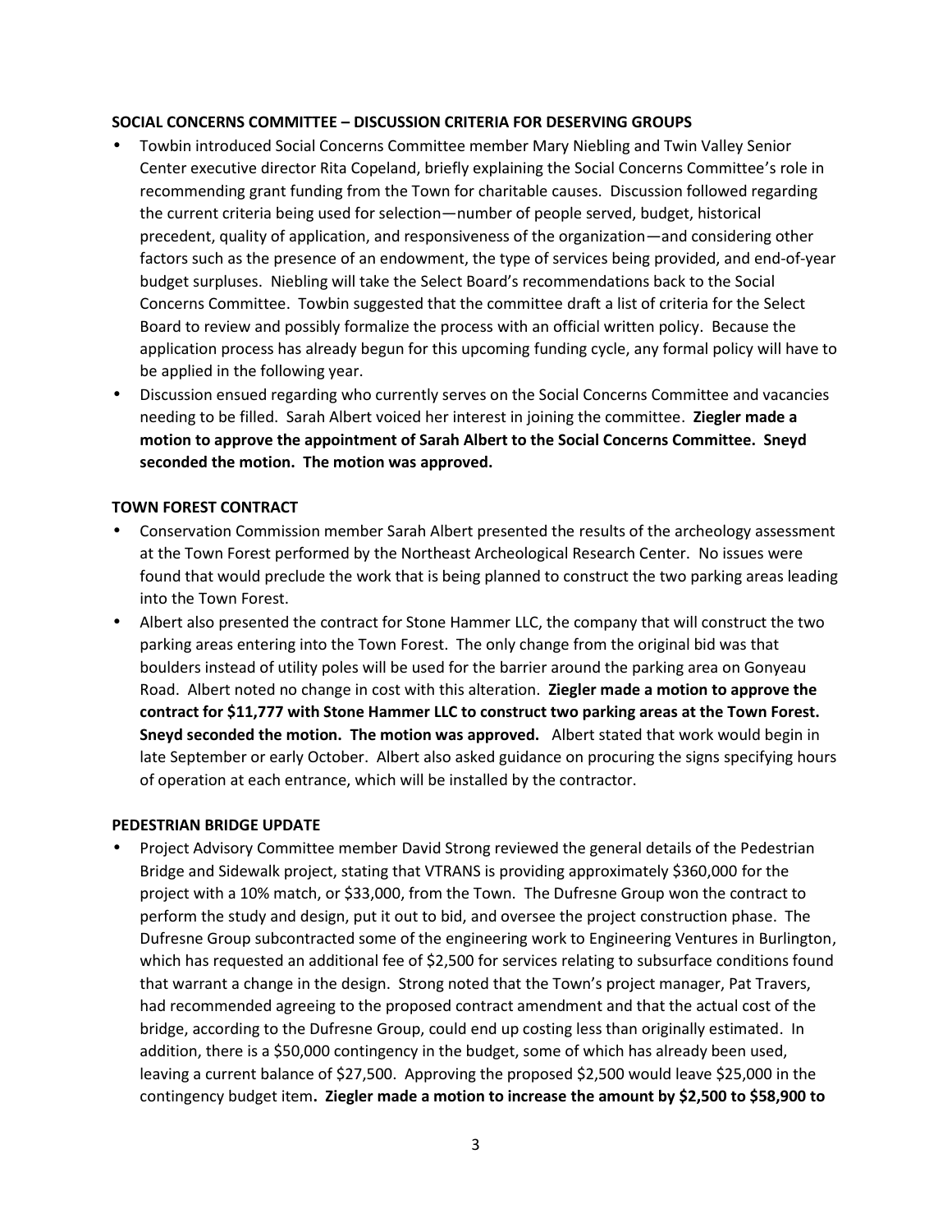**SOCIAL CONCERNS COMMITTEE – DISCUSSION CRITERIA FOR DESERVING GROUPS**

- Towbin introduced Social Concerns Committee member Mary Niebling and Twin Valley Senior Center executive director Rita Copeland, briefly explaining the Social Concerns Committee's role in recommending grant funding from the Town for charitable causes. Discussion followed regarding the current criteria being used for selection—number of people served, budget, historical precedent, quality of application, and responsiveness of the organization—and considering other factors such as the presence of an endowment, the type of services being provided, and end-of-year budget surpluses. Niebling will take the Select Board's recommendations back to the Social Concerns Committee. Towbin suggested that the committee draft a list of criteria for the Select Board to review and possibly formalize the process with an official written policy. Because the application process has already begun for this upcoming funding cycle, any formal policy will have to be applied in the following year.
- Discussion ensued regarding who currently serves on the Social Concerns Committee and vacancies needing to be filled. Sarah Albert voiced her interest in joining the committee. **Ziegler made a motion to approve the appointment of Sarah Albert to the Social Concerns Committee. Sneyd seconded the motion. The motion was approved.**

**TOWN FOREST CONTRACT**

- Conservation Commission member Sarah Albert presented the results of the archeology assessment at the Town Forest performed by the Northeast Archeological Research Center. No issues were found that would preclude the work that is being planned to construct the two parking areas leading into the Town Forest.
- Albert also presented the contract for Stone Hammer LLC, the company that will construct the two parking areas entering into the Town Forest. The only change from the original bid was that boulders instead of utility poles will be used for the barrier around the parking area on Gonyeau Road. Albert noted no change in cost with this alteration. **Ziegler made a motion to approve the contract for $11,777 with Stone Hammer LLC to construct two parking areas at the Town Forest. Sneyd seconded the motion. The motion was approved.** Albert stated that work would begin in late September or early October. Albert also asked guidance on procuring the signs specifying hours of operation at each entrance, which will be installed by the contractor.

**PEDESTRIAN BRIDGE UPDATE**

- Project Advisory Committee member David Strong reviewed the general details of the Pedestrian Bridge and Sidewalk project, stating that VTRANS is providing approximately $360,000 for the project with a 10% match, or $33,000, from the Town. The Dufresne Group won the contract to perform the study and design, put it out to bid, and oversee the project construction phase. The Dufresne Group subcontracted some of the engineering work to Engineering Ventures in Burlington, which has requested an additional fee of $2,500 for services relating to subsurface conditions found that warrant a change in the design. Strong noted that the Town's project manager, Pat Travers, had recommended agreeing to the proposed contract amendment and that the actual cost of the bridge, according to the Dufresne Group, could end up costing less than originally estimated. In addition, there is a $50,000 contingency in the budget, some of which has already been used, leaving a current balance of $27,500. Approving the proposed $2,500 would leave $25,000 in the contingency budget item**. Ziegler made a motion to increase the amount by $2,500 to $58,900 to**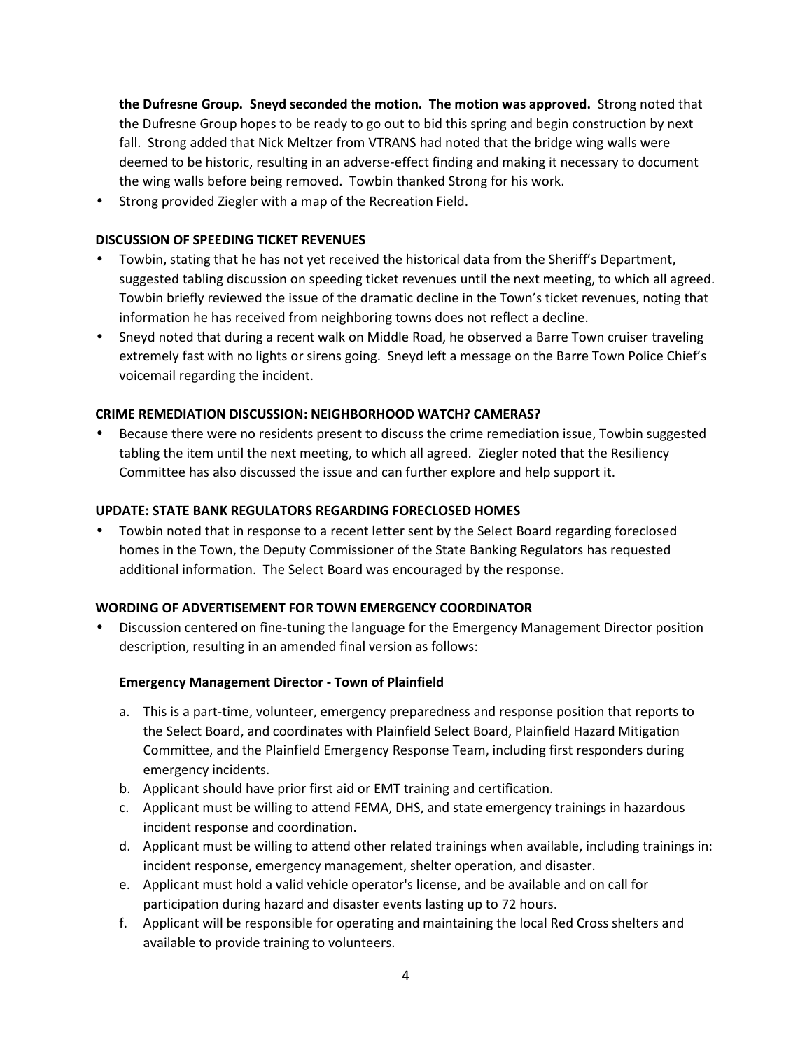**the Dufresne Group. Sneyd seconded the motion. The motion was approved.** Strong noted that the Dufresne Group hopes to be ready to go out to bid this spring and begin construction by next fall. Strong added that Nick Meltzer from VTRANS had noted that the bridge wing walls were deemed to be historic, resulting in an adverse-effect finding and making it necessary to document the wing walls before being removed. Towbin thanked Strong for his work.

- Strong provided Ziegler with a map of the Recreation Field.

**DISCUSSION OF SPEEDING TICKET REVENUES**

- Towbin, stating that he has not yet received the historical data from the Sheriff's Department, suggested tabling discussion on speeding ticket revenues until the next meeting, to which all agreed. Towbin briefly reviewed the issue of the dramatic decline in the Town's ticket revenues, noting that information he has received from neighboring towns does not reflect a decline.
- Sneyd noted that during a recent walk on Middle Road, he observed a Barre Town cruiser traveling extremely fast with no lights or sirens going. Sneyd left a message on the Barre Town Police Chief's voicemail regarding the incident.

**CRIME REMEDIATION DISCUSSION: NEIGHBORHOOD WATCH? CAMERAS?**

- Because there were no residents present to discuss the crime remediation issue, Towbin suggested tabling the item until the next meeting, to which all agreed. Ziegler noted that the Resiliency Committee has also discussed the issue and can further explore and help support it.

**UPDATE: STATE BANK REGULATORS REGARDING FORECLOSED HOMES**

- Towbin noted that in response to a recent letter sent by the Select Board regarding foreclosed homes in the Town, the Deputy Commissioner of the State Banking Regulators has requested additional information. The Select Board was encouraged by the response.

**WORDING OF ADVERTISEMENT FOR TOWN EMERGENCY COORDINATOR**

- Discussion centered on fine-tuning the language for the Emergency Management Director position description, resulting in an amended final version as follows:

**Emergency Management Director - Town of Plainfield**

a. This is a part-time, volunteer, emergency preparedness and response position that reports to the Select Board, and coordinates with Plainfield Select Board, Plainfield Hazard Mitigation Committee, and the Plainfield Emergency Response Team, including first responders during emergency incidents.
b. Applicant should have prior first aid or EMT training and certification.
c. Applicant must be willing to attend FEMA, DHS, and state emergency trainings in hazardous incident response and coordination.
d. Applicant must be willing to attend other related trainings when available, including trainings in: incident response, emergency management, shelter operation, and disaster.
e. Applicant must hold a valid vehicle operator's license, and be available and on call for participation during hazard and disaster events lasting up to 72 hours.
f. Applicant will be responsible for operating and maintaining the local Red Cross shelters and available to provide training to volunteers.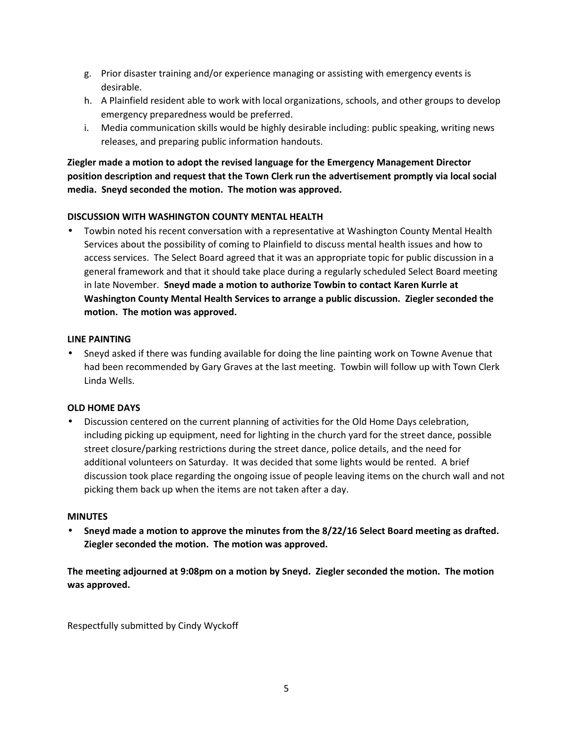g. Prior disaster training and/or experience managing or assisting with emergency events is desirable.
h. A Plainfield resident able to work with local organizations, schools, and other groups to develop emergency preparedness would be preferred.
i. Media communication skills would be highly desirable including: public speaking, writing news releases, and preparing public information handouts.

**Ziegler made a motion to adopt the revised language for the Emergency Management Director position description and request that the Town Clerk run the advertisement promptly via local social media. Sneyd seconded the motion. The motion was approved.**

**DISCUSSION WITH WASHINGTON COUNTY MENTAL HEALTH**

- Towbin noted his recent conversation with a representative at Washington County Mental Health Services about the possibility of coming to Plainfield to discuss mental health issues and how to access services. The Select Board agreed that it was an appropriate topic for public discussion in a general framework and that it should take place during a regularly scheduled Select Board meeting in late November. **Sneyd made a motion to authorize Towbin to contact Karen Kurrle at Washington County Mental Health Services to arrange a public discussion. Ziegler seconded the motion. The motion was approved.**

**LINE PAINTING**

- Sneyd asked if there was funding available for doing the line painting work on Towne Avenue that had been recommended by Gary Graves at the last meeting. Towbin will follow up with Town Clerk Linda Wells.

**OLD HOME DAYS**

- Discussion centered on the current planning of activities for the Old Home Days celebration, including picking up equipment, need for lighting in the church yard for the street dance, possible street closure/parking restrictions during the street dance, police details, and the need for additional volunteers on Saturday. It was decided that some lights would be rented. A brief discussion took place regarding the ongoing issue of people leaving items on the church wall and not picking them back up when the items are not taken after a day.

**MINUTES**

- **Sneyd made a motion to approve the minutes from the 8/22/16 Select Board meeting as drafted. Ziegler seconded the motion. The motion was approved.**

**The meeting adjourned at 9:08pm on a motion by Sneyd. Ziegler seconded the motion. The motion was approved.**

Respectfully submitted by Cindy Wyckoff